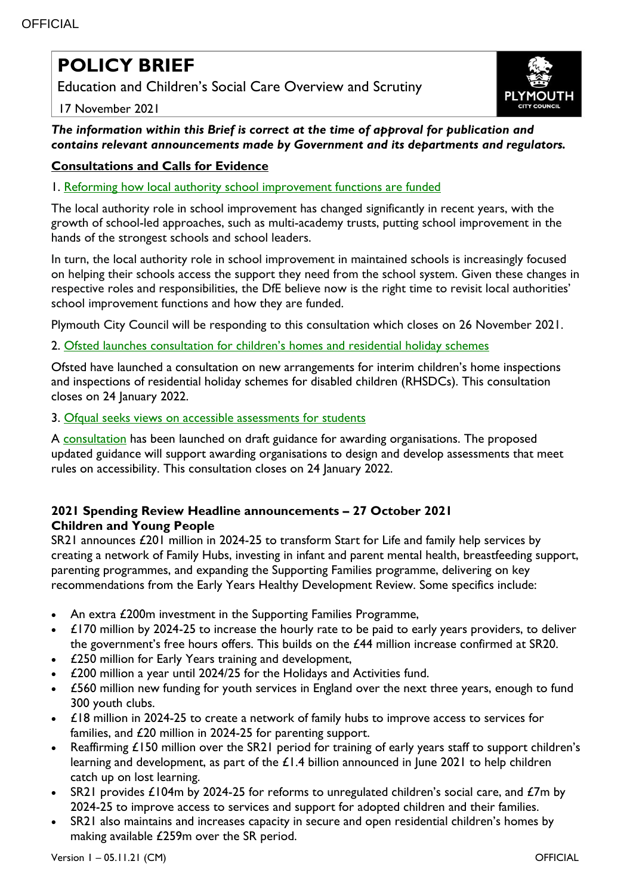# POLICY BRIEF

Education and Children's Social Care Overview and Scrutiny

17 November 2021

***The information within this Brief is correct at the time of approval for publication and contains relevant announcements made by Government and its departments and regulators.***

## Consultations and Calls for Evidence

1. Reforming how local authority school improvement functions are funded

The local authority role in school improvement has changed significantly in recent years, with the growth of school-led approaches, such as multi-academy trusts, putting school improvement in the hands of the strongest schools and school leaders.

In turn, the local authority role in school improvement in maintained schools is increasingly focused on helping their schools access the support they need from the school system. Given these changes in respective roles and responsibilities, the DfE believe now is the right time to revisit local authorities' school improvement functions and how they are funded.

Plymouth City Council will be responding to this consultation which closes on 26 November 2021.

2. Ofsted launches consultation for children's homes and residential holiday schemes

Ofsted have launched a consultation on new arrangements for interim children's home inspections and inspections of residential holiday schemes for disabled children (RHSDCs). This consultation closes on 24 January 2022.

3. Ofqual seeks views on accessible assessments for students

A consultation has been launched on draft guidance for awarding organisations. The proposed updated guidance will support awarding organisations to design and develop assessments that meet rules on accessibility. This consultation closes on 24 January 2022.

### 2021 Spending Review Headline announcements – 27 October 2021
### Children and Young People

SR21 announces £201 million in 2024-25 to transform Start for Life and family help services by creating a network of Family Hubs, investing in infant and parent mental health, breastfeeding support, parenting programmes, and expanding the Supporting Families programme, delivering on key recommendations from the Early Years Healthy Development Review. Some specifics include:

- An extra £200m investment in the Supporting Families Programme,
- £170 million by 2024-25 to increase the hourly rate to be paid to early years providers, to deliver the government's free hours offers. This builds on the £44 million increase confirmed at SR20.
- £250 million for Early Years training and development,
- £200 million a year until 2024/25 for the Holidays and Activities fund.
- £560 million new funding for youth services in England over the next three years, enough to fund 300 youth clubs.
- £18 million in 2024-25 to create a network of family hubs to improve access to services for families, and £20 million in 2024-25 for parenting support.
- Reaffirming £150 million over the SR21 period for training of early years staff to support children's learning and development, as part of the £1.4 billion announced in June 2021 to help children catch up on lost learning.
- SR21 provides £104m by 2024-25 for reforms to unregulated children's social care, and £7m by 2024-25 to improve access to services and support for adopted children and their families.
- SR21 also maintains and increases capacity in secure and open residential children's homes by making available £259m over the SR period.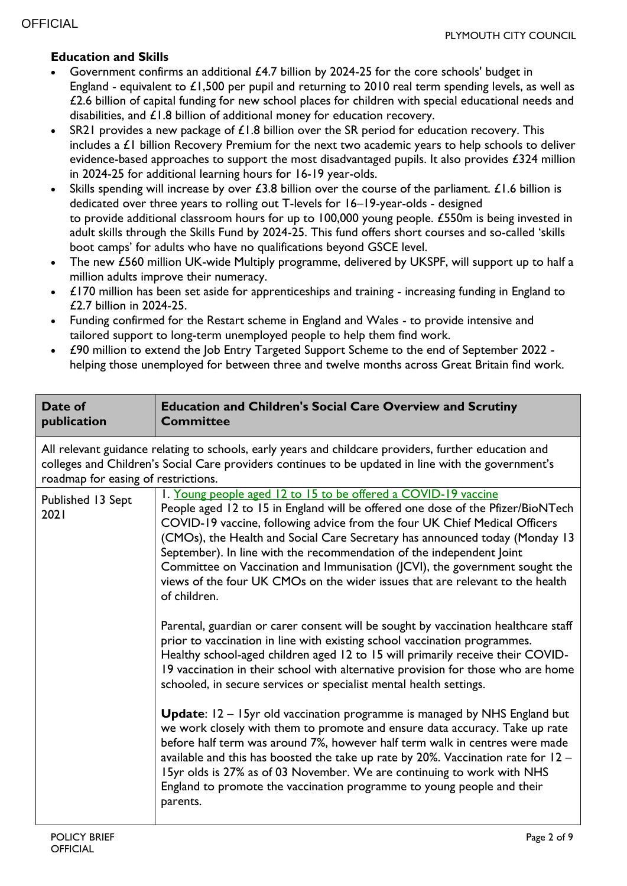**Education and Skills**

- Government confirms an additional £4.7 billion by 2024-25 for the core schools' budget in England - equivalent to £1,500 per pupil and returning to 2010 real term spending levels, as well as £2.6 billion of capital funding for new school places for children with special educational needs and disabilities, and £1.8 billion of additional money for education recovery.
- SR21 provides a new package of £1.8 billion over the SR period for education recovery. This includes a £1 billion Recovery Premium for the next two academic years to help schools to deliver evidence-based approaches to support the most disadvantaged pupils. It also provides £324 million in 2024-25 for additional learning hours for 16-19 year-olds.
- Skills spending will increase by over £3.8 billion over the course of the parliament. £1.6 billion is dedicated over three years to rolling out T-levels for 16–19-year-olds - designed to provide additional classroom hours for up to 100,000 young people. £550m is being invested in adult skills through the Skills Fund by 2024-25. This fund offers short courses and so-called 'skills boot camps' for adults who have no qualifications beyond GSCE level.
- The new £560 million UK-wide Multiply programme, delivered by UKSPF, will support up to half a million adults improve their numeracy.
- £170 million has been set aside for apprenticeships and training - increasing funding in England to £2.7 billion in 2024-25.
- Funding confirmed for the Restart scheme in England and Wales - to provide intensive and tailored support to long-term unemployed people to help them find work.
- £90 million to extend the Job Entry Targeted Support Scheme to the end of September 2022 - helping those unemployed for between three and twelve months across Great Britain find work.

| Date of publication | Education and Children's Social Care Overview and Scrutiny Committee |
|---|---|
| All relevant guidance relating to schools, early years and childcare providers, further education and colleges and Children's Social Care providers continues to be updated in line with the government's roadmap for easing of restrictions. | |
| Published 13 Sept 2021 | 1. Young people aged 12 to 15 to be offered a COVID-19 vaccine<br>People aged 12 to 15 in England will be offered one dose of the Pfizer/BioNTech COVID-19 vaccine, following advice from the four UK Chief Medical Officers (CMOs), the Health and Social Care Secretary has announced today (Monday 13 September). In line with the recommendation of the independent Joint Committee on Vaccination and Immunisation (JCVI), the government sought the views of the four UK CMOs on the wider issues that are relevant to the health of children.<br><br>Parental, guardian or carer consent will be sought by vaccination healthcare staff prior to vaccination in line with existing school vaccination programmes. Healthy school-aged children aged 12 to 15 will primarily receive their COVID-19 vaccination in their school with alternative provision for those who are home schooled, in secure services or specialist mental health settings.<br><br>**Update**: 12 – 15yr old vaccination programme is managed by NHS England but we work closely with them to promote and ensure data accuracy. Take up rate before half term was around 7%, however half term walk in centres were made available and this has boosted the take up rate by 20%. Vaccination rate for 12 – 15yr olds is 27% as of 03 November. We are continuing to work with NHS England to promote the vaccination programme to young people and their parents. |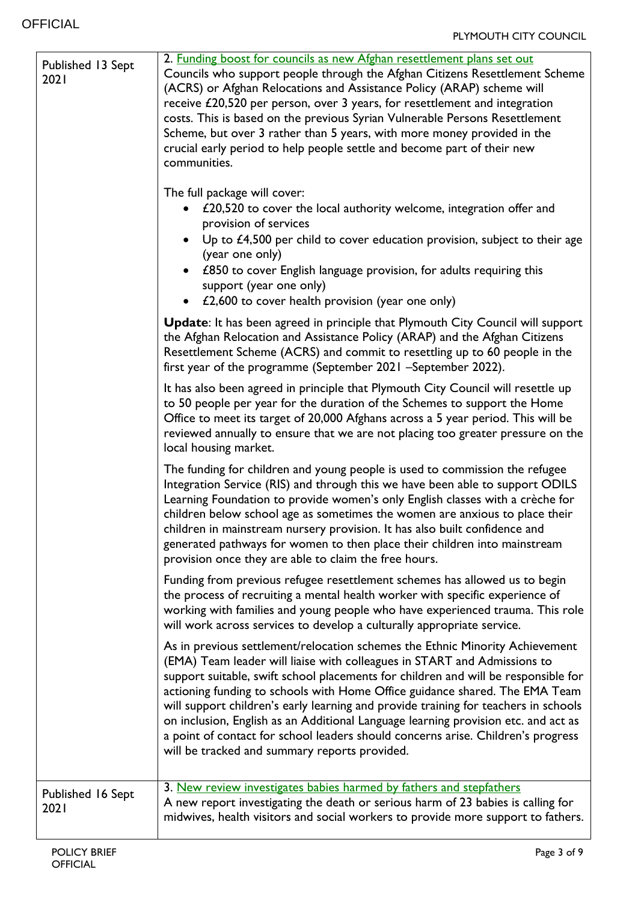| | |
|---|---|
| Published 13 Sept 2021 | 2. Funding boost for councils as new Afghan resettlement plans set out<br>Councils who support people through the Afghan Citizens Resettlement Scheme (ACRS) or Afghan Relocations and Assistance Policy (ARAP) scheme will receive £20,520 per person, over 3 years, for resettlement and integration costs. This is based on the previous Syrian Vulnerable Persons Resettlement Scheme, but over 3 rather than 5 years, with more money provided in the crucial early period to help people settle and become part of their new communities.<br><br>The full package will cover:<br>• £20,520 to cover the local authority welcome, integration offer and provision of services<br>• Up to £4,500 per child to cover education provision, subject to their age (year one only)<br>• £850 to cover English language provision, for adults requiring this support (year one only)<br>• £2,600 to cover health provision (year one only)<br><br>**Update**: It has been agreed in principle that Plymouth City Council will support the Afghan Relocation and Assistance Policy (ARAP) and the Afghan Citizens Resettlement Scheme (ACRS) and commit to resettling up to 60 people in the first year of the programme (September 2021 –September 2022).<br><br>It has also been agreed in principle that Plymouth City Council will resettle up to 50 people per year for the duration of the Schemes to support the Home Office to meet its target of 20,000 Afghans across a 5 year period. This will be reviewed annually to ensure that we are not placing too greater pressure on the local housing market.<br><br>The funding for children and young people is used to commission the refugee Integration Service (RIS) and through this we have been able to support ODILS Learning Foundation to provide women's only English classes with a crèche for children below school age as sometimes the women are anxious to place their children in mainstream nursery provision. It has also built confidence and generated pathways for women to then place their children into mainstream provision once they are able to claim the free hours.<br><br>Funding from previous refugee resettlement schemes has allowed us to begin the process of recruiting a mental health worker with specific experience of working with families and young people who have experienced trauma. This role will work across services to develop a culturally appropriate service.<br><br>As in previous settlement/relocation schemes the Ethnic Minority Achievement (EMA) Team leader will liaise with colleagues in START and Admissions to support suitable, swift school placements for children and will be responsible for actioning funding to schools with Home Office guidance shared. The EMA Team will support children's early learning and provide training for teachers in schools on inclusion, English as an Additional Language learning provision etc. and act as a point of contact for school leaders should concerns arise. Children's progress will be tracked and summary reports provided. |
| Published 16 Sept 2021 | 3. New review investigates babies harmed by fathers and stepfathers<br>A new report investigating the death or serious harm of 23 babies is calling for midwives, health visitors and social workers to provide more support to fathers. |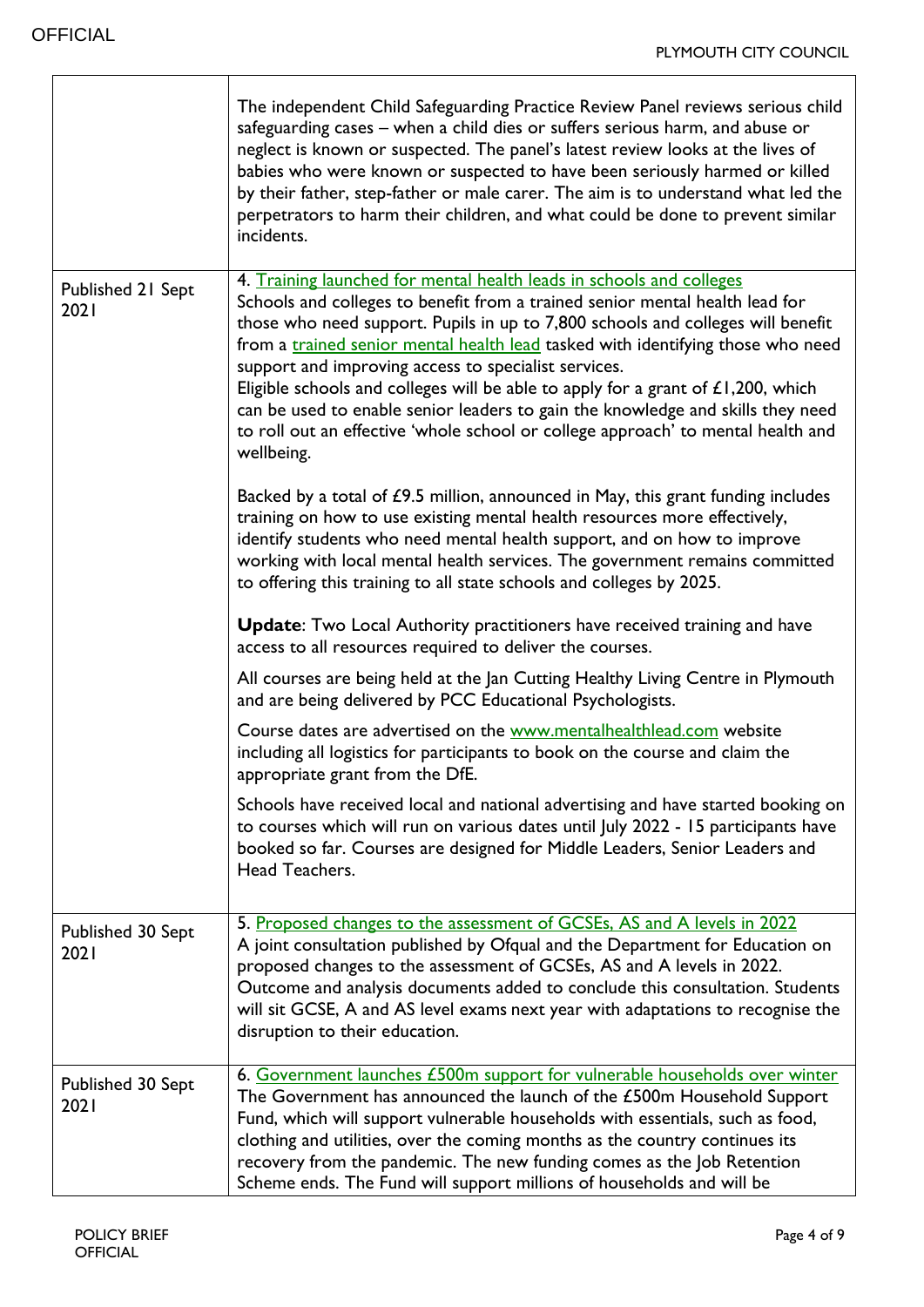| | |
|---|---|
| | The independent Child Safeguarding Practice Review Panel reviews serious child safeguarding cases – when a child dies or suffers serious harm, and abuse or neglect is known or suspected. The panel's latest review looks at the lives of babies who were known or suspected to have been seriously harmed or killed by their father, step-father or male carer. The aim is to understand what led the perpetrators to harm their children, and what could be done to prevent similar incidents. |
| Published 21 Sept 2021 | 4. Training launched for mental health leads in schools and colleges<br>Schools and colleges to benefit from a trained senior mental health lead for those who need support. Pupils in up to 7,800 schools and colleges will benefit from a trained senior mental health lead tasked with identifying those who need support and improving access to specialist services.<br>Eligible schools and colleges will be able to apply for a grant of £1,200, which can be used to enable senior leaders to gain the knowledge and skills they need to roll out an effective 'whole school or college approach' to mental health and wellbeing.<br><br>Backed by a total of £9.5 million, announced in May, this grant funding includes training on how to use existing mental health resources more effectively, identify students who need mental health support, and on how to improve working with local mental health services. The government remains committed to offering this training to all state schools and colleges by 2025.<br><br>**Update**: Two Local Authority practitioners have received training and have access to all resources required to deliver the courses.<br><br>All courses are being held at the Jan Cutting Healthy Living Centre in Plymouth and are being delivered by PCC Educational Psychologists.<br><br>Course dates are advertised on the www.mentalhealthlead.com website including all logistics for participants to book on the course and claim the appropriate grant from the DfE.<br><br>Schools have received local and national advertising and have started booking on to courses which will run on various dates until July 2022 - 15 participants have booked so far. Courses are designed for Middle Leaders, Senior Leaders and Head Teachers. |
| Published 30 Sept 2021 | 5. Proposed changes to the assessment of GCSEs, AS and A levels in 2022<br>A joint consultation published by Ofqual and the Department for Education on proposed changes to the assessment of GCSEs, AS and A levels in 2022. Outcome and analysis documents added to conclude this consultation. Students will sit GCSE, A and AS level exams next year with adaptations to recognise the disruption to their education. |
| Published 30 Sept 2021 | 6. Government launches £500m support for vulnerable households over winter<br>The Government has announced the launch of the £500m Household Support Fund, which will support vulnerable households with essentials, such as food, clothing and utilities, over the coming months as the country continues its recovery from the pandemic. The new funding comes as the Job Retention Scheme ends. The Fund will support millions of households and will be |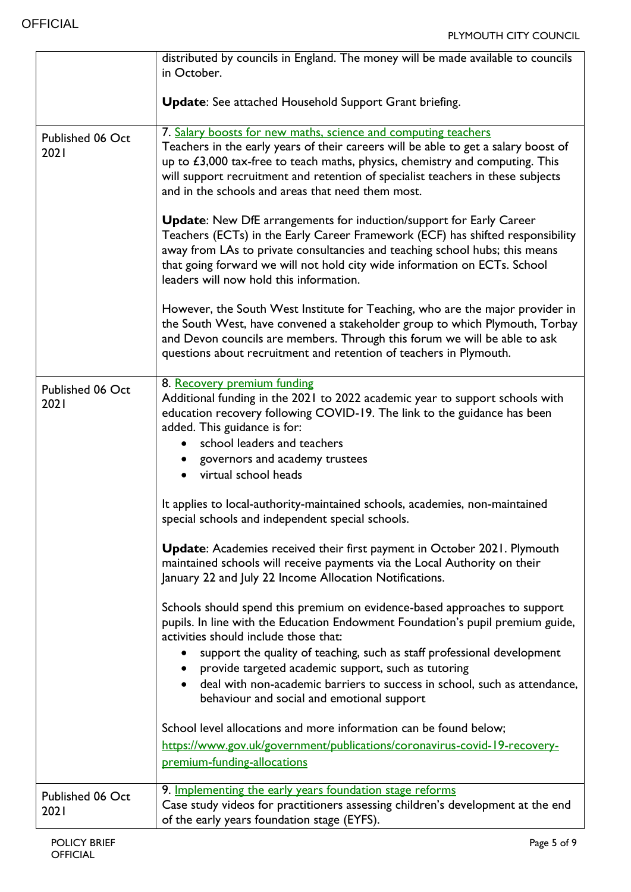| | |
|---|---|
| | distributed by councils in England. The money will be made available to councils in October.<br><br>**Update**: See attached Household Support Grant briefing. |
| Published 06 Oct 2021 | 7. Salary boosts for new maths, science and computing teachers<br>Teachers in the early years of their careers will be able to get a salary boost of up to £3,000 tax-free to teach maths, physics, chemistry and computing. This will support recruitment and retention of specialist teachers in these subjects and in the schools and areas that need them most.<br><br>**Update**: New DfE arrangements for induction/support for Early Career Teachers (ECTs) in the Early Career Framework (ECF) has shifted responsibility away from LAs to private consultancies and teaching school hubs; this means that going forward we will not hold city wide information on ECTs. School leaders will now hold this information.<br><br>However, the South West Institute for Teaching, who are the major provider in the South West, have convened a stakeholder group to which Plymouth, Torbay and Devon councils are members. Through this forum we will be able to ask questions about recruitment and retention of teachers in Plymouth. |
| Published 06 Oct 2021 | 8. Recovery premium funding<br>Additional funding in the 2021 to 2022 academic year to support schools with education recovery following COVID-19. The link to the guidance has been added. This guidance is for:<br>• school leaders and teachers<br>• governors and academy trustees<br>• virtual school heads<br><br>It applies to local-authority-maintained schools, academies, non-maintained special schools and independent special schools.<br><br>**Update**: Academies received their first payment in October 2021. Plymouth maintained schools will receive payments via the Local Authority on their January 22 and July 22 Income Allocation Notifications.<br><br>Schools should spend this premium on evidence-based approaches to support pupils. In line with the Education Endowment Foundation's pupil premium guide, activities should include those that:<br>• support the quality of teaching, such as staff professional development<br>• provide targeted academic support, such as tutoring<br>• deal with non-academic barriers to success in school, such as attendance, behaviour and social and emotional support<br><br>School level allocations and more information can be found below;<br>https://www.gov.uk/government/publications/coronavirus-covid-19-recovery-premium-funding-allocations |
| Published 06 Oct 2021 | 9. Implementing the early years foundation stage reforms<br>Case study videos for practitioners assessing children's development at the end of the early years foundation stage (EYFS). |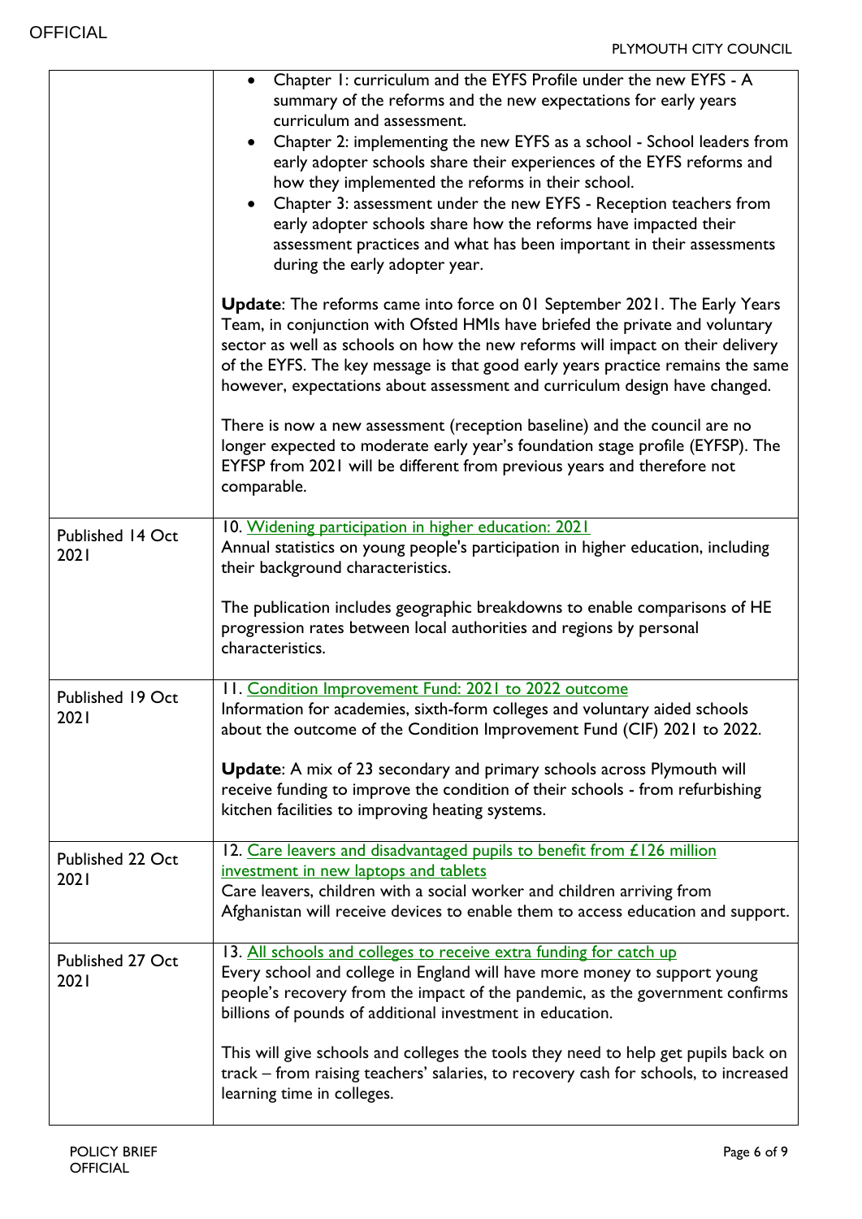| | |
|---|---|
| | • Chapter 1: curriculum and the EYFS Profile under the new EYFS - A summary of the reforms and the new expectations for early years curriculum and assessment.<br>• Chapter 2: implementing the new EYFS as a school - School leaders from early adopter schools share their experiences of the EYFS reforms and how they implemented the reforms in their school.<br>• Chapter 3: assessment under the new EYFS - Reception teachers from early adopter schools share how the reforms have impacted their assessment practices and what has been important in their assessments during the early adopter year.<br><br>**Update**: The reforms came into force on 01 September 2021. The Early Years Team, in conjunction with Ofsted HMIs have briefed the private and voluntary sector as well as schools on how the new reforms will impact on their delivery of the EYFS. The key message is that good early years practice remains the same however, expectations about assessment and curriculum design have changed.<br><br>There is now a new assessment (reception baseline) and the council are no longer expected to moderate early year's foundation stage profile (EYFSP). The EYFSP from 2021 will be different from previous years and therefore not comparable. |
| Published 14 Oct 2021 | 10. Widening participation in higher education: 2021<br>Annual statistics on young people's participation in higher education, including their background characteristics.<br><br>The publication includes geographic breakdowns to enable comparisons of HE progression rates between local authorities and regions by personal characteristics. |
| Published 19 Oct 2021 | 11. Condition Improvement Fund: 2021 to 2022 outcome<br>Information for academies, sixth-form colleges and voluntary aided schools about the outcome of the Condition Improvement Fund (CIF) 2021 to 2022.<br><br>**Update**: A mix of 23 secondary and primary schools across Plymouth will receive funding to improve the condition of their schools - from refurbishing kitchen facilities to improving heating systems. |
| Published 22 Oct 2021 | 12. Care leavers and disadvantaged pupils to benefit from £126 million investment in new laptops and tablets<br>Care leavers, children with a social worker and children arriving from Afghanistan will receive devices to enable them to access education and support. |
| Published 27 Oct 2021 | 13. All schools and colleges to receive extra funding for catch up<br>Every school and college in England will have more money to support young people's recovery from the impact of the pandemic, as the government confirms billions of pounds of additional investment in education.<br><br>This will give schools and colleges the tools they need to help get pupils back on track – from raising teachers' salaries, to recovery cash for schools, to increased learning time in colleges. |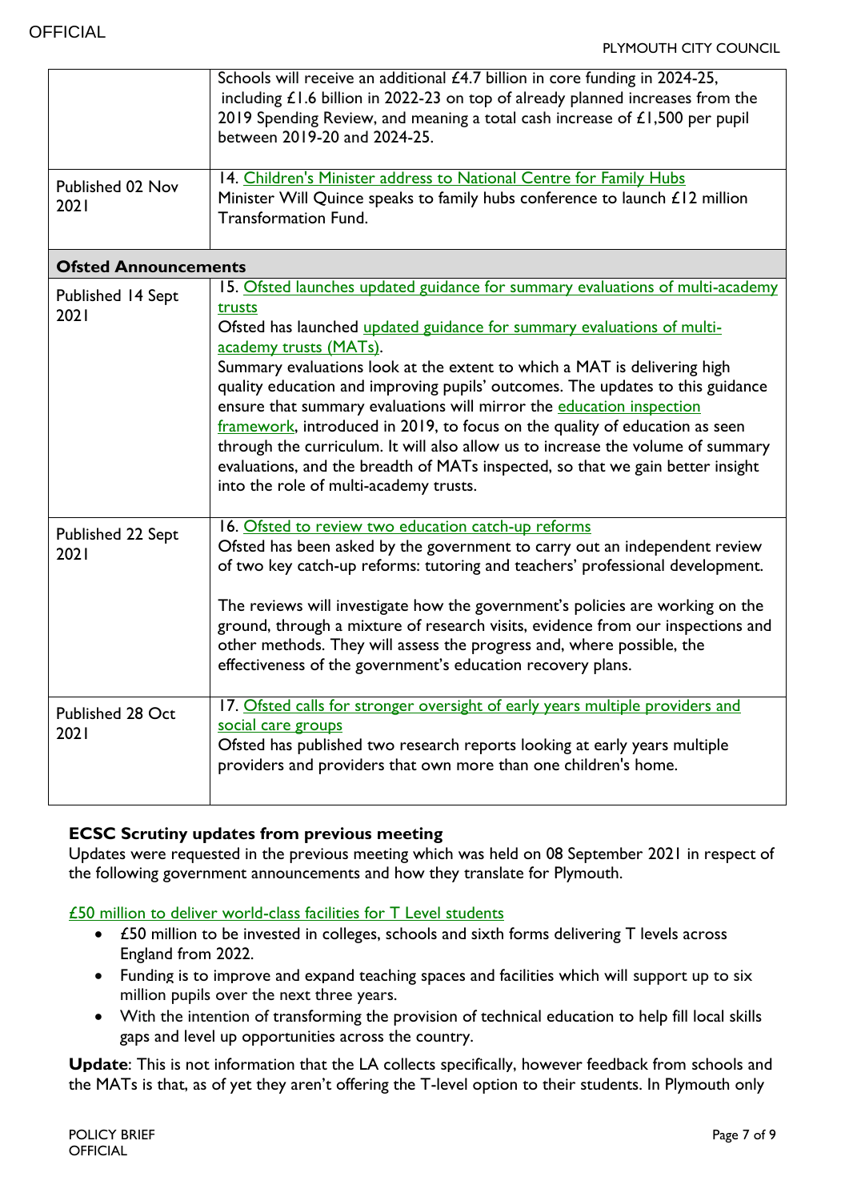| | |
|---|---|
| | Schools will receive an additional £4.7 billion in core funding in 2024-25, including £1.6 billion in 2022-23 on top of already planned increases from the 2019 Spending Review, and meaning a total cash increase of £1,500 per pupil between 2019-20 and 2024-25. |
| Published 02 Nov 2021 | 14. Children's Minister address to National Centre for Family Hubs<br>Minister Will Quince speaks to family hubs conference to launch £12 million Transformation Fund. |
| **Ofsted Announcements** | |
| Published 14 Sept 2021 | 15. Ofsted launches updated guidance for summary evaluations of multi-academy trusts<br>Ofsted has launched updated guidance for summary evaluations of multi-academy trusts (MATs).<br>Summary evaluations look at the extent to which a MAT is delivering high quality education and improving pupils' outcomes. The updates to this guidance ensure that summary evaluations will mirror the education inspection framework, introduced in 2019, to focus on the quality of education as seen through the curriculum. It will also allow us to increase the volume of summary evaluations, and the breadth of MATs inspected, so that we gain better insight into the role of multi-academy trusts. |
| Published 22 Sept 2021 | 16. Ofsted to review two education catch-up reforms<br>Ofsted has been asked by the government to carry out an independent review of two key catch-up reforms: tutoring and teachers' professional development.<br><br>The reviews will investigate how the government's policies are working on the ground, through a mixture of research visits, evidence from our inspections and other methods. They will assess the progress and, where possible, the effectiveness of the government's education recovery plans. |
| Published 28 Oct 2021 | 17. Ofsted calls for stronger oversight of early years multiple providers and social care groups<br>Ofsted has published two research reports looking at early years multiple providers and providers that own more than one children's home. |

## ECSC Scrutiny updates from previous meeting

Updates were requested in the previous meeting which was held on 08 September 2021 in respect of the following government announcements and how they translate for Plymouth.

£50 million to deliver world-class facilities for T Level students

- £50 million to be invested in colleges, schools and sixth forms delivering T levels across England from 2022.
- Funding is to improve and expand teaching spaces and facilities which will support up to six million pupils over the next three years.
- With the intention of transforming the provision of technical education to help fill local skills gaps and level up opportunities across the country.

**Update**: This is not information that the LA collects specifically, however feedback from schools and the MATs is that, as of yet they aren't offering the T-level option to their students. In Plymouth only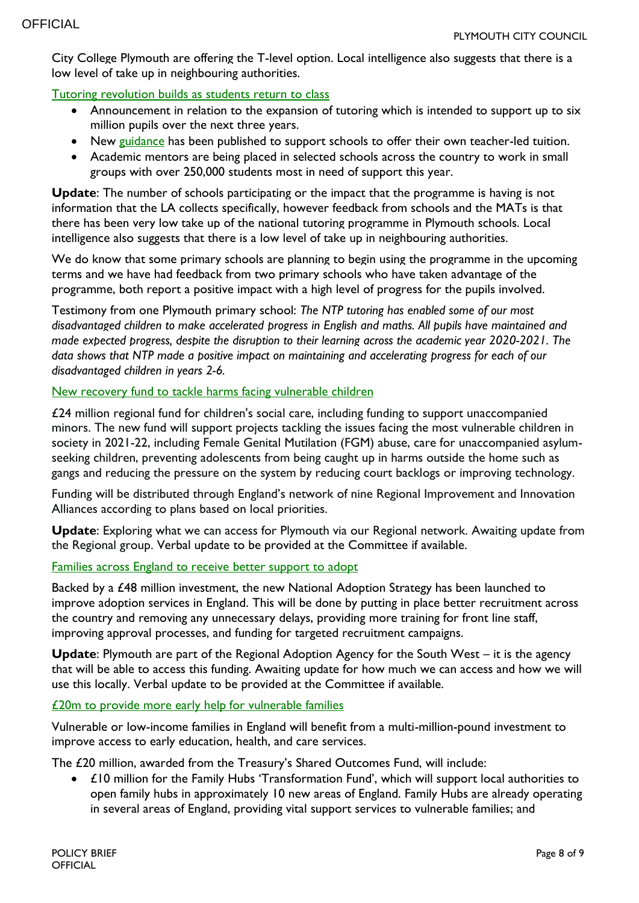City College Plymouth are offering the T-level option. Local intelligence also suggests that there is a low level of take up in neighbouring authorities.

Tutoring revolution builds as students return to class

- Announcement in relation to the expansion of tutoring which is intended to support up to six million pupils over the next three years.
- New guidance has been published to support schools to offer their own teacher-led tuition.
- Academic mentors are being placed in selected schools across the country to work in small groups with over 250,000 students most in need of support this year.

**Update**: The number of schools participating or the impact that the programme is having is not information that the LA collects specifically, however feedback from schools and the MATs is that there has been very low take up of the national tutoring programme in Plymouth schools. Local intelligence also suggests that there is a low level of take up in neighbouring authorities.

We do know that some primary schools are planning to begin using the programme in the upcoming terms and we have had feedback from two primary schools who have taken advantage of the programme, both report a positive impact with a high level of progress for the pupils involved.

Testimony from one Plymouth primary school: *The NTP tutoring has enabled some of our most disadvantaged children to make accelerated progress in English and maths. All pupils have maintained and made expected progress, despite the disruption to their learning across the academic year 2020-2021. The data shows that NTP made a positive impact on maintaining and accelerating progress for each of our disadvantaged children in years 2-6.*

New recovery fund to tackle harms facing vulnerable children

£24 million regional fund for children's social care, including funding to support unaccompanied minors. The new fund will support projects tackling the issues facing the most vulnerable children in society in 2021-22, including Female Genital Mutilation (FGM) abuse, care for unaccompanied asylum-seeking children, preventing adolescents from being caught up in harms outside the home such as gangs and reducing the pressure on the system by reducing court backlogs or improving technology.

Funding will be distributed through England's network of nine Regional Improvement and Innovation Alliances according to plans based on local priorities.

**Update**: Exploring what we can access for Plymouth via our Regional network. Awaiting update from the Regional group. Verbal update to be provided at the Committee if available.

Families across England to receive better support to adopt

Backed by a £48 million investment, the new National Adoption Strategy has been launched to improve adoption services in England. This will be done by putting in place better recruitment across the country and removing any unnecessary delays, providing more training for front line staff, improving approval processes, and funding for targeted recruitment campaigns.

**Update**: Plymouth are part of the Regional Adoption Agency for the South West – it is the agency that will be able to access this funding. Awaiting update for how much we can access and how we will use this locally. Verbal update to be provided at the Committee if available.

£20m to provide more early help for vulnerable families

Vulnerable or low-income families in England will benefit from a multi-million-pound investment to improve access to early education, health, and care services.

The £20 million, awarded from the Treasury's Shared Outcomes Fund, will include:

- £10 million for the Family Hubs 'Transformation Fund', which will support local authorities to open family hubs in approximately 10 new areas of England. Family Hubs are already operating in several areas of England, providing vital support services to vulnerable families; and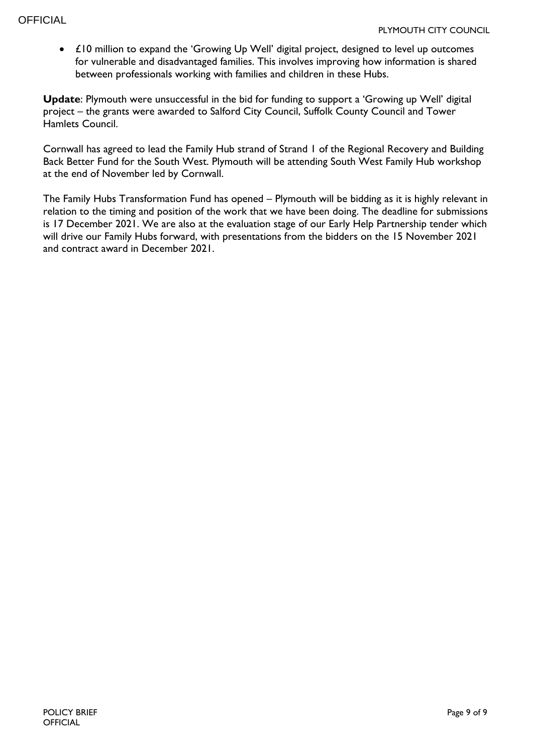- £10 million to expand the 'Growing Up Well' digital project, designed to level up outcomes for vulnerable and disadvantaged families. This involves improving how information is shared between professionals working with families and children in these Hubs.

**Update**: Plymouth were unsuccessful in the bid for funding to support a 'Growing up Well' digital project – the grants were awarded to Salford City Council, Suffolk County Council and Tower Hamlets Council.

Cornwall has agreed to lead the Family Hub strand of Strand 1 of the Regional Recovery and Building Back Better Fund for the South West. Plymouth will be attending South West Family Hub workshop at the end of November led by Cornwall.

The Family Hubs Transformation Fund has opened – Plymouth will be bidding as it is highly relevant in relation to the timing and position of the work that we have been doing. The deadline for submissions is 17 December 2021. We are also at the evaluation stage of our Early Help Partnership tender which will drive our Family Hubs forward, with presentations from the bidders on the 15 November 2021 and contract award in December 2021.